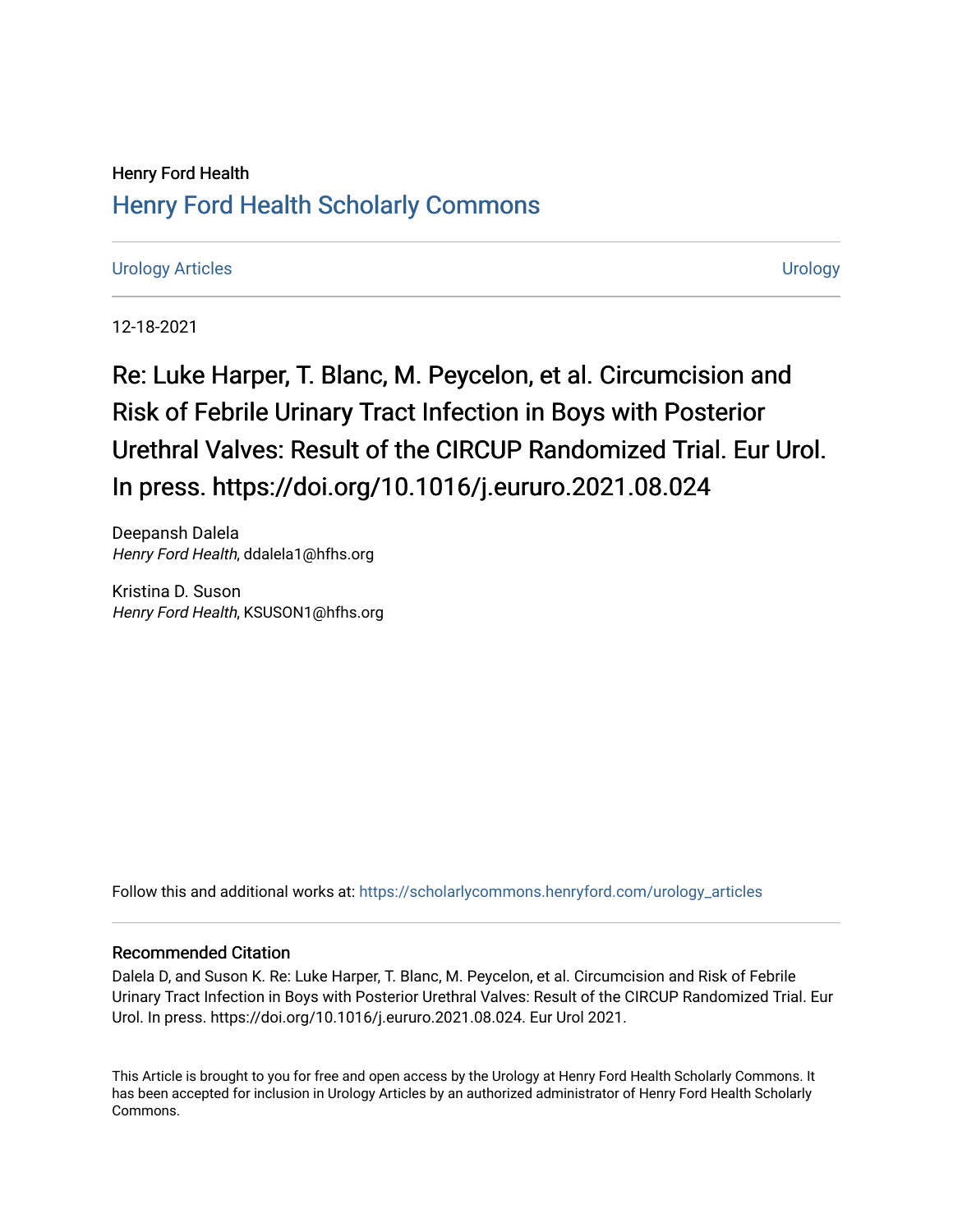Henry Ford Health

## Henry Ford Health Scholarly Commons

Urology Articles

Urology

12-18-2021

# Re: Luke Harper, T. Blanc, M. Peycelon, et al. Circumcision and Risk of Febrile Urinary Tract Infection in Boys with Posterior Urethral Valves: Result of the CIRCUP Randomized Trial. Eur Urol. In press. https://doi.org/10.1016/j.eururo.2021.08.024

Deepansh Dalela
*Henry Ford Health*, ddalela1@hfhs.org

Kristina D. Suson
*Henry Ford Health*, KSUSON1@hfhs.org

Follow this and additional works at: https://scholarlycommons.henryford.com/urology_articles

### Recommended Citation

Dalela D, and Suson K. Re: Luke Harper, T. Blanc, M. Peycelon, et al. Circumcision and Risk of Febrile Urinary Tract Infection in Boys with Posterior Urethral Valves: Result of the CIRCUP Randomized Trial. Eur Urol. In press. https://doi.org/10.1016/j.eururo.2021.08.024. Eur Urol 2021.

This Article is brought to you for free and open access by the Urology at Henry Ford Health Scholarly Commons. It has been accepted for inclusion in Urology Articles by an authorized administrator of Henry Ford Health Scholarly Commons.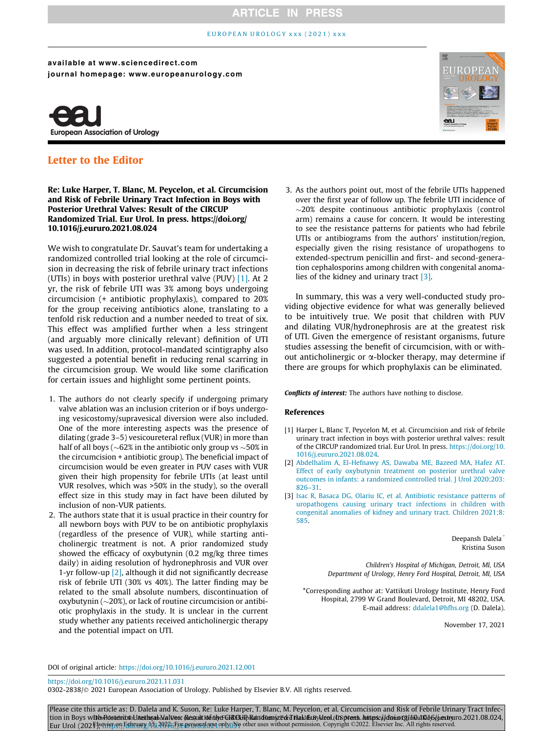## Letter to the Editor

**Re: Luke Harper, T. Blanc, M. Peycelon, et al. Circumcision and Risk of Febrile Urinary Tract Infection in Boys with Posterior Urethral Valves: Result of the CIRCUP Randomized Trial. Eur Urol. In press. https://doi.org/10.1016/j.eururo.2021.08.024**

We wish to congratulate Dr. Sauvat's team for undertaking a randomized controlled trial looking at the role of circumcision in decreasing the risk of febrile urinary tract infections (UTIs) in boys with posterior urethral valve (PUV) [1]. At 2 yr, the risk of febrile UTI was 3% among boys undergoing circumcision (+ antibiotic prophylaxis), compared to 20% for the group receiving antibiotics alone, translating to a tenfold risk reduction and a number needed to treat of six. This effect was amplified further when a less stringent (and arguably more clinically relevant) definition of UTI was used. In addition, protocol-mandated scintigraphy also suggested a potential benefit in reducing renal scarring in the circumcision group. We would like some clarification for certain issues and highlight some pertinent points.

1. The authors do not clearly specify if undergoing primary valve ablation was an inclusion criterion or if boys undergoing vesicostomy/supravesical diversion were also included. One of the more interesting aspects was the presence of dilating (grade 3–5) vesicoureteral reflux (VUR) in more than half of all boys (~62% in the antibiotic only group vs ~50% in the circumcision + antibiotic group). The beneficial impact of circumcision would be even greater in PUV cases with VUR given their high propensity for febrile UTIs (at least until VUR resolves, which was >50% in the study), so the overall effect size in this study may in fact have been diluted by inclusion of non-VUR patients.
2. The authors state that it is usual practice in their country for all newborn boys with PUV to be on antibiotic prophylaxis (regardless of the presence of VUR), while starting anticholinergic treatment is not. A prior randomized study showed the efficacy of oxybutynin (0.2 mg/kg three times daily) in aiding resolution of hydronephrosis and VUR over 1-yr follow-up [2], although it did not significantly decrease risk of febrile UTI (30% vs 40%). The latter finding may be related to the small absolute numbers, discontinuation of oxybutynin (~20%), or lack of routine circumcision or antibiotic prophylaxis in the study. It is unclear in the current study whether any patients received anticholinergic therapy and the potential impact on UTI.
3. As the authors point out, most of the febrile UTIs happened over the first year of follow up. The febrile UTI incidence of ~20% despite continuous antibiotic prophylaxis (control arm) remains a cause for concern. It would be interesting to see the resistance patterns for patients who had febrile UTIs or antibiograms from the authors' institution/region, especially given the rising resistance of uropathogens to extended-spectrum penicillin and first- and second-generation cephalosporins among children with congenital anomalies of the kidney and urinary tract [3].

In summary, this was a very well-conducted study providing objective evidence for what was generally believed to be intuitively true. We posit that children with PUV and dilating VUR/hydronephrosis are at the greatest risk of UTI. Given the emergence of resistant organisms, future studies assessing the benefit of circumcision, with or without anticholinergic or $\alpha$-blocker therapy, may determine if there are groups for which prophylaxis can be eliminated.

***Conflicts of interest:*** The authors have nothing to disclose.

### References

[1] Harper L, Blanc T, Peycelon M, et al. Circumcision and risk of febrile urinary tract infection in boys with posterior urethral valves: result of the CIRCUP randomized trial. Eur Urol. In press. https://doi.org/10.1016/j.eururo.2021.08.024.

[2] Abdelhalim A, El-Hefnawy AS, Dawaba ME, Bazeed MA, Hafez AT. Effect of early oxybutynin treatment on posterior urethral valve outcomes in infants: a randomized controlled trial. J Urol 2020;203:826–31.

[3] Isac R, Basaca DG, Olariu IC, et al. Antibiotic resistance patterns of uropathogens causing urinary tract infections in children with congenital anomalies of kidney and urinary tract. Children 2021;8:585.

Deepansh Dalela*
Kristina Suson

*Children's Hospital of Michigan, Detroit, MI, USA*
*Department of Urology, Henry Ford Hospital, Detroit, MI, USA*

*Corresponding author at: Vattikuti Urology Institute, Henry Ford Hospital, 2799 W Grand Boulevard, Detroit, MI 48202, USA.
E-mail address: ddalela1@hfhs.org (D. Dalela).

November 17, 2021

DOI of original article: https://doi.org/10.1016/j.eururo.2021.12.001

https://doi.org/10.1016/j.eururo.2021.11.031
0302-2838/© 2021 European Association of Urology. Published by Elsevier B.V. All rights reserved.